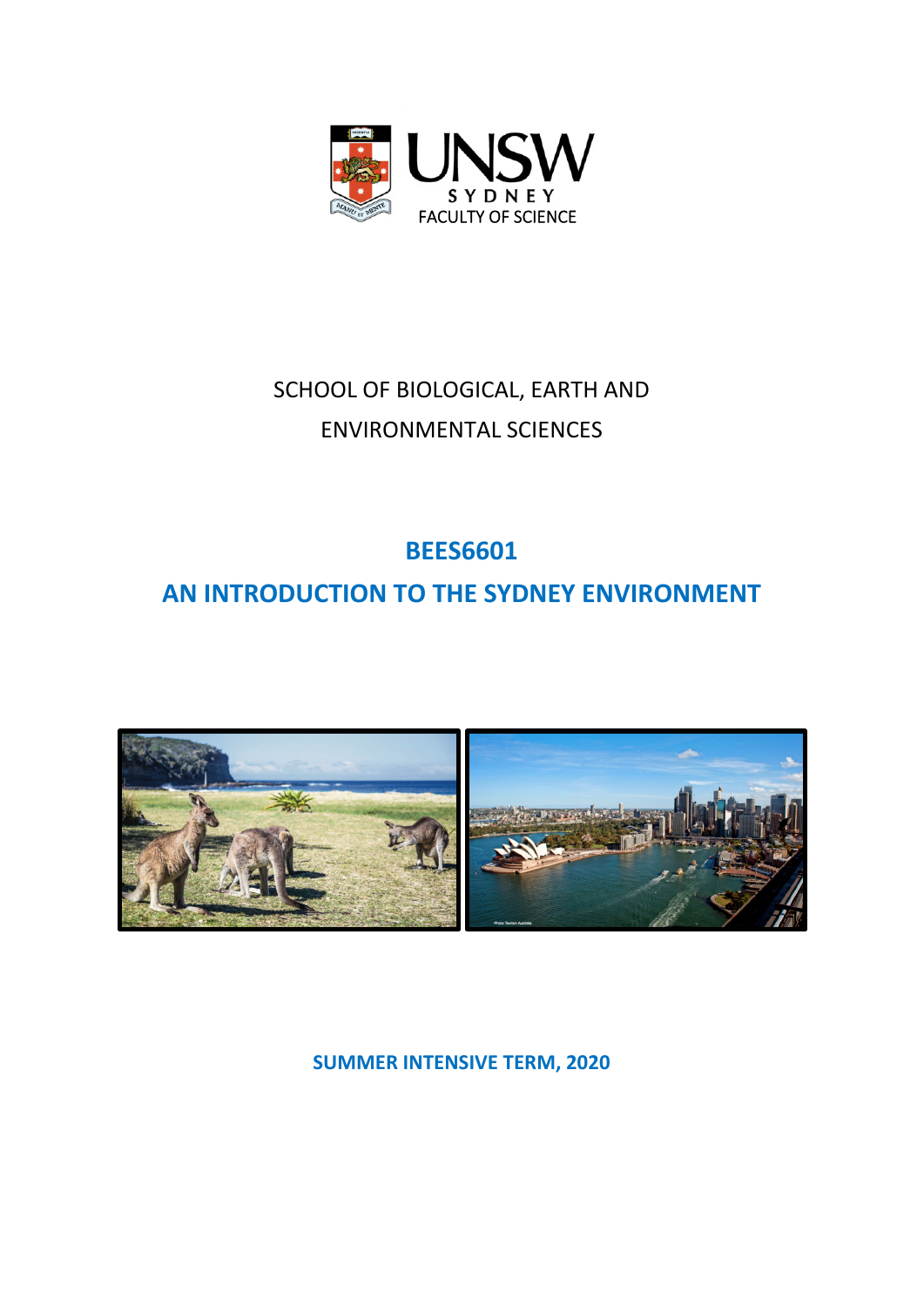UNSW SYDNEY

FACULTY OF SCIENCE

SCHOOL OF BIOLOGICAL, EARTH AND ENVIRONMENTAL SCIENCES

# BEES6601

# AN INTRODUCTION TO THE SYDNEY ENVIRONMENT

**SUMMER INTENSIVE TERM, 2020**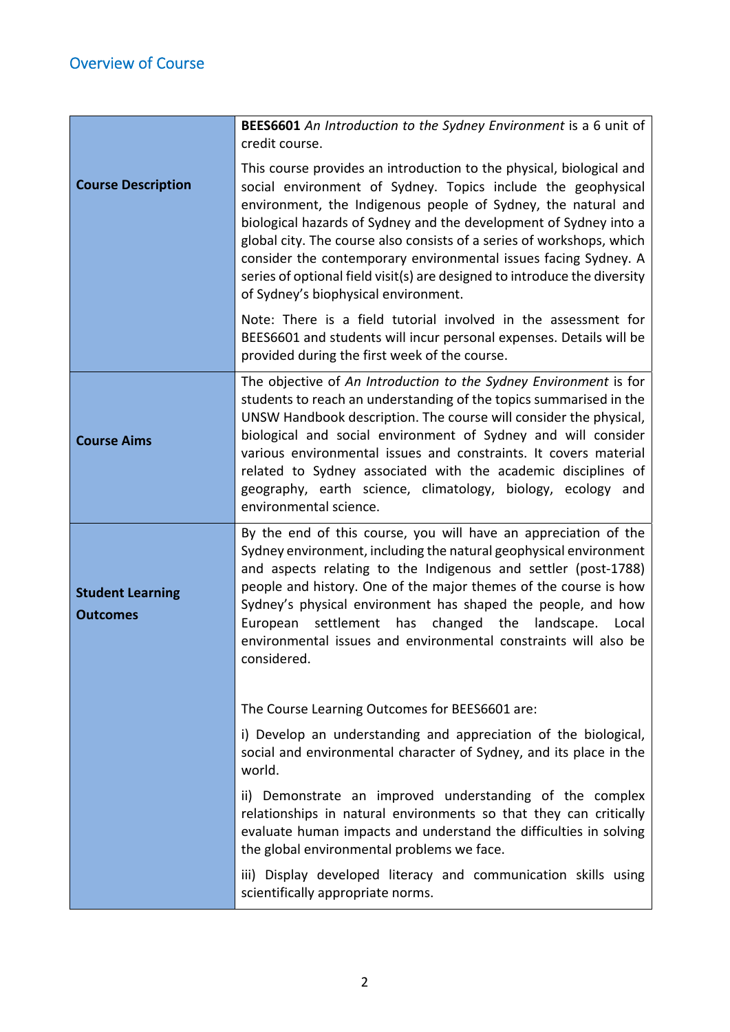## Overview of Course

| | |
|---|---|
| **Course Description** | **BEES6601** *An Introduction to the Sydney Environment* is a 6 unit of credit course.<br><br>This course provides an introduction to the physical, biological and social environment of Sydney. Topics include the geophysical environment, the Indigenous people of Sydney, the natural and biological hazards of Sydney and the development of Sydney into a global city. The course also consists of a series of workshops, which consider the contemporary environmental issues facing Sydney. A series of optional field visit(s) are designed to introduce the diversity of Sydney's biophysical environment.<br><br>Note: There is a field tutorial involved in the assessment for BEES6601 and students will incur personal expenses. Details will be provided during the first week of the course. |
| **Course Aims** | The objective of *An Introduction to the Sydney Environment* is for students to reach an understanding of the topics summarised in the UNSW Handbook description. The course will consider the physical, biological and social environment of Sydney and will consider various environmental issues and constraints. It covers material related to Sydney associated with the academic disciplines of geography, earth science, climatology, biology, ecology and environmental science. |
| **Student Learning Outcomes** | By the end of this course, you will have an appreciation of the Sydney environment, including the natural geophysical environment and aspects relating to the Indigenous and settler (post-1788) people and history. One of the major themes of the course is how Sydney's physical environment has shaped the people, and how European settlement has changed the landscape. Local environmental issues and environmental constraints will also be considered.<br><br>The Course Learning Outcomes for BEES6601 are:<br><br>i) Develop an understanding and appreciation of the biological, social and environmental character of Sydney, and its place in the world.<br><br>ii) Demonstrate an improved understanding of the complex relationships in natural environments so that they can critically evaluate human impacts and understand the difficulties in solving the global environmental problems we face.<br><br>iii) Display developed literacy and communication skills using scientifically appropriate norms. |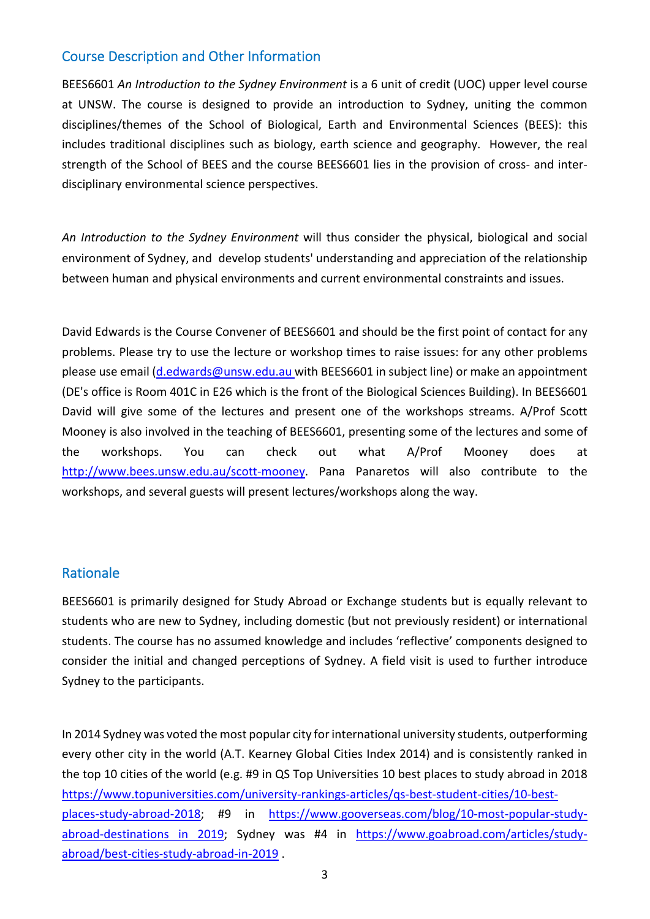## Course Description and Other Information

BEES6601 *An Introduction to the Sydney Environment* is a 6 unit of credit (UOC) upper level course at UNSW. The course is designed to provide an introduction to Sydney, uniting the common disciplines/themes of the School of Biological, Earth and Environmental Sciences (BEES): this includes traditional disciplines such as biology, earth science and geography. However, the real strength of the School of BEES and the course BEES6601 lies in the provision of cross- and inter-disciplinary environmental science perspectives.

*An Introduction to the Sydney Environment* will thus consider the physical, biological and social environment of Sydney, and develop students' understanding and appreciation of the relationship between human and physical environments and current environmental constraints and issues.

David Edwards is the Course Convener of BEES6601 and should be the first point of contact for any problems. Please try to use the lecture or workshop times to raise issues: for any other problems please use email (d.edwards@unsw.edu.au with BEES6601 in subject line) or make an appointment (DE's office is Room 401C in E26 which is the front of the Biological Sciences Building). In BEES6601 David will give some of the lectures and present one of the workshops streams. A/Prof Scott Mooney is also involved in the teaching of BEES6601, presenting some of the lectures and some of the workshops. You can check out what A/Prof Mooney does at http://www.bees.unsw.edu.au/scott-mooney. Pana Panaretos will also contribute to the workshops, and several guests will present lectures/workshops along the way.

## Rationale

BEES6601 is primarily designed for Study Abroad or Exchange students but is equally relevant to students who are new to Sydney, including domestic (but not previously resident) or international students. The course has no assumed knowledge and includes 'reflective' components designed to consider the initial and changed perceptions of Sydney. A field visit is used to further introduce Sydney to the participants.

In 2014 Sydney was voted the most popular city for international university students, outperforming every other city in the world (A.T. Kearney Global Cities Index 2014) and is consistently ranked in the top 10 cities of the world (e.g. #9 in QS Top Universities 10 best places to study abroad in 2018 https://www.topuniversities.com/university-rankings-articles/qs-best-student-cities/10-best-places-study-abroad-2018; #9 in https://www.gooverseas.com/blog/10-most-popular-study-abroad-destinations in 2019; Sydney was #4 in https://www.goabroad.com/articles/study-abroad/best-cities-study-abroad-in-2019 .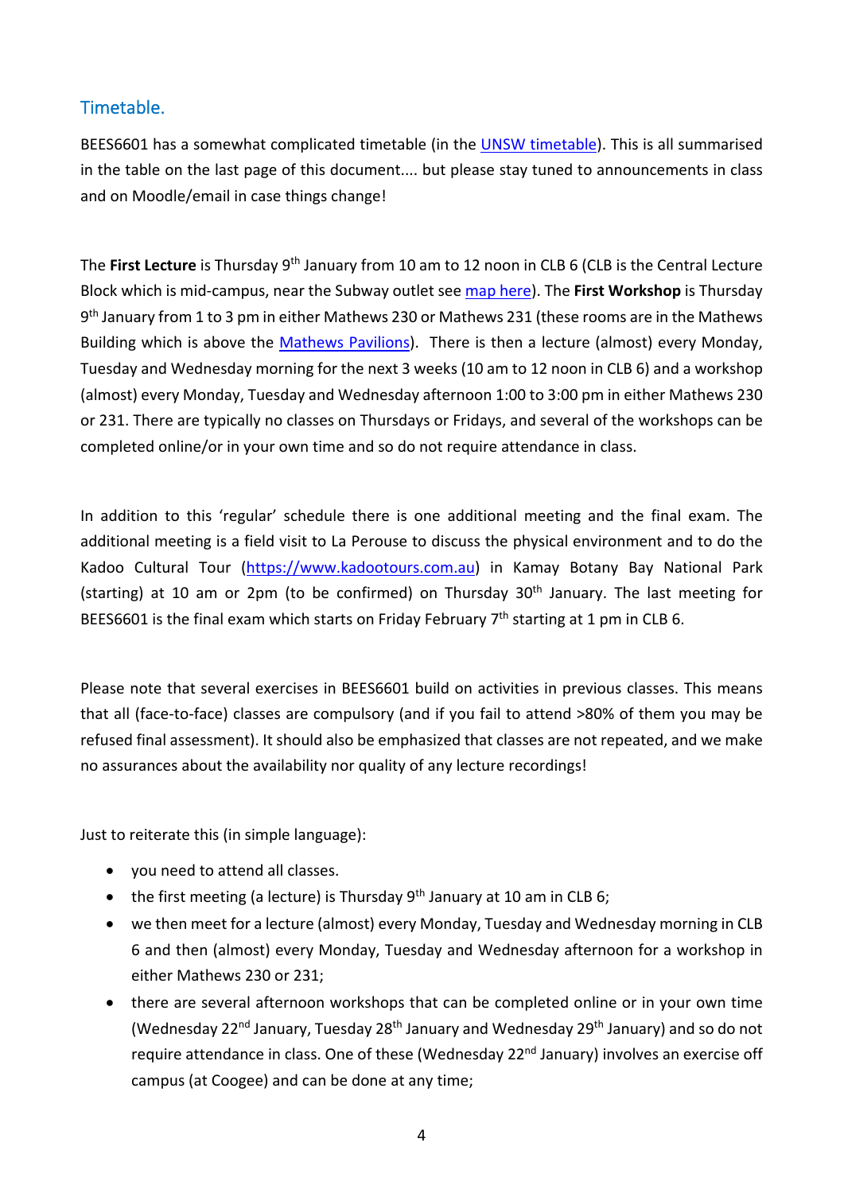## Timetable.

BEES6601 has a somewhat complicated timetable (in the [UNSW timetable]). This is all summarised in the table on the last page of this document.... but please stay tuned to announcements in class and on Moodle/email in case things change!

The **First Lecture** is Thursday 9th January from 10 am to 12 noon in CLB 6 (CLB is the Central Lecture Block which is mid-campus, near the Subway outlet see [map here]). The **First Workshop** is Thursday 9th January from 1 to 3 pm in either Mathews 230 or Mathews 231 (these rooms are in the Mathews Building which is above the [Mathews Pavilions]). There is then a lecture (almost) every Monday, Tuesday and Wednesday morning for the next 3 weeks (10 am to 12 noon in CLB 6) and a workshop (almost) every Monday, Tuesday and Wednesday afternoon 1:00 to 3:00 pm in either Mathews 230 or 231. There are typically no classes on Thursdays or Fridays, and several of the workshops can be completed online/or in your own time and so do not require attendance in class.

In addition to this 'regular' schedule there is one additional meeting and the final exam. The additional meeting is a field visit to La Perouse to discuss the physical environment and to do the Kadoo Cultural Tour (https://www.kadootours.com.au) in Kamay Botany Bay National Park (starting) at 10 am or 2pm (to be confirmed) on Thursday 30th January. The last meeting for BEES6601 is the final exam which starts on Friday February 7th starting at 1 pm in CLB 6.

Please note that several exercises in BEES6601 build on activities in previous classes. This means that all (face-to-face) classes are compulsory (and if you fail to attend >80% of them you may be refused final assessment). It should also be emphasized that classes are not repeated, and we make no assurances about the availability nor quality of any lecture recordings!

Just to reiterate this (in simple language):

- you need to attend all classes.
- the first meeting (a lecture) is Thursday 9th January at 10 am in CLB 6;
- we then meet for a lecture (almost) every Monday, Tuesday and Wednesday morning in CLB 6 and then (almost) every Monday, Tuesday and Wednesday afternoon for a workshop in either Mathews 230 or 231;
- there are several afternoon workshops that can be completed online or in your own time (Wednesday 22nd January, Tuesday 28th January and Wednesday 29th January) and so do not require attendance in class. One of these (Wednesday 22nd January) involves an exercise off campus (at Coogee) and can be done at any time;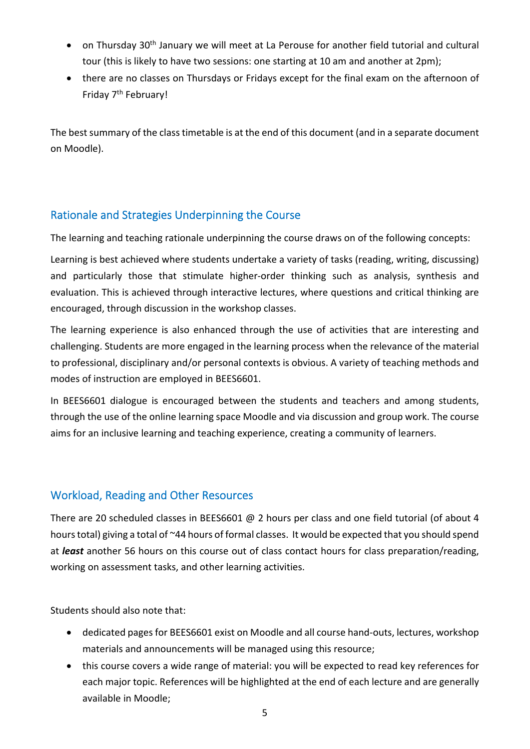- on Thursday 30th January we will meet at La Perouse for another field tutorial and cultural tour (this is likely to have two sessions: one starting at 10 am and another at 2pm);
- there are no classes on Thursdays or Fridays except for the final exam on the afternoon of Friday 7th February!

The best summary of the class timetable is at the end of this document (and in a separate document on Moodle).

## Rationale and Strategies Underpinning the Course

The learning and teaching rationale underpinning the course draws on of the following concepts:

Learning is best achieved where students undertake a variety of tasks (reading, writing, discussing) and particularly those that stimulate higher-order thinking such as analysis, synthesis and evaluation. This is achieved through interactive lectures, where questions and critical thinking are encouraged, through discussion in the workshop classes.

The learning experience is also enhanced through the use of activities that are interesting and challenging. Students are more engaged in the learning process when the relevance of the material to professional, disciplinary and/or personal contexts is obvious. A variety of teaching methods and modes of instruction are employed in BEES6601.

In BEES6601 dialogue is encouraged between the students and teachers and among students, through the use of the online learning space Moodle and via discussion and group work. The course aims for an inclusive learning and teaching experience, creating a community of learners.

## Workload, Reading and Other Resources

There are 20 scheduled classes in BEES6601 @ 2 hours per class and one field tutorial (of about 4 hours total) giving a total of ~44 hours of formal classes. It would be expected that you should spend at ***least*** another 56 hours on this course out of class contact hours for class preparation/reading, working on assessment tasks, and other learning activities.

Students should also note that:

- dedicated pages for BEES6601 exist on Moodle and all course hand-outs, lectures, workshop materials and announcements will be managed using this resource;
- this course covers a wide range of material: you will be expected to read key references for each major topic. References will be highlighted at the end of each lecture and are generally available in Moodle;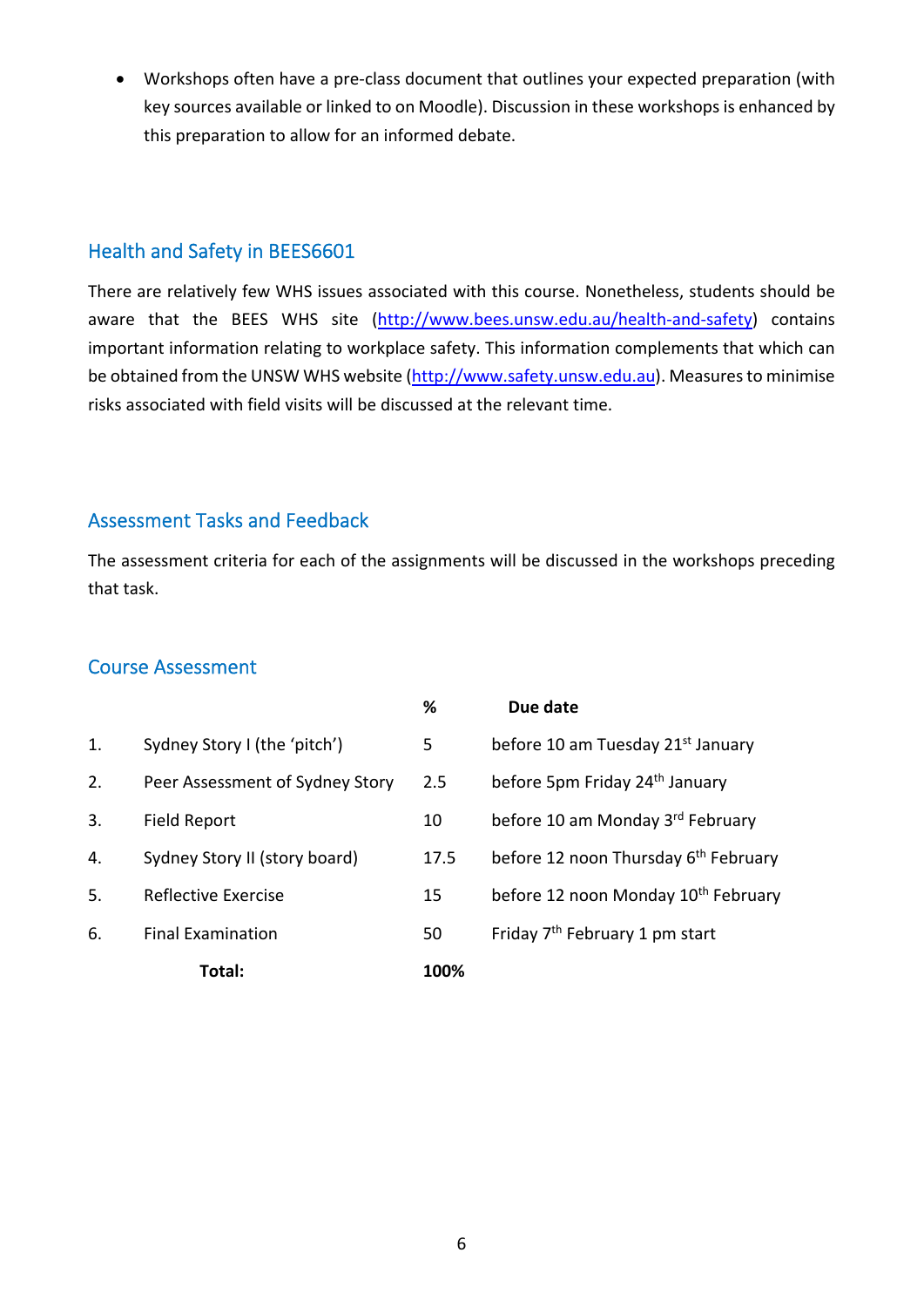- Workshops often have a pre-class document that outlines your expected preparation (with key sources available or linked to on Moodle). Discussion in these workshops is enhanced by this preparation to allow for an informed debate.

## Health and Safety in BEES6601

There are relatively few WHS issues associated with this course. Nonetheless, students should be aware that the BEES WHS site (http://www.bees.unsw.edu.au/health-and-safety) contains important information relating to workplace safety. This information complements that which can be obtained from the UNSW WHS website (http://www.safety.unsw.edu.au). Measures to minimise risks associated with field visits will be discussed at the relevant time.

## Assessment Tasks and Feedback

The assessment criteria for each of the assignments will be discussed in the workshops preceding that task.

## Course Assessment

| | | % | Due date |
|---|---|---|---|
| 1. | Sydney Story I (the 'pitch') | 5 | before 10 am Tuesday 21st January |
| 2. | Peer Assessment of Sydney Story | 2.5 | before 5pm Friday 24th January |
| 3. | Field Report | 10 | before 10 am Monday 3rd February |
| 4. | Sydney Story II (story board) | 17.5 | before 12 noon Thursday 6th February |
| 5. | Reflective Exercise | 15 | before 12 noon Monday 10th February |
| 6. | Final Examination | 50 | Friday 7th February 1 pm start |
| | **Total:** | **100%** | |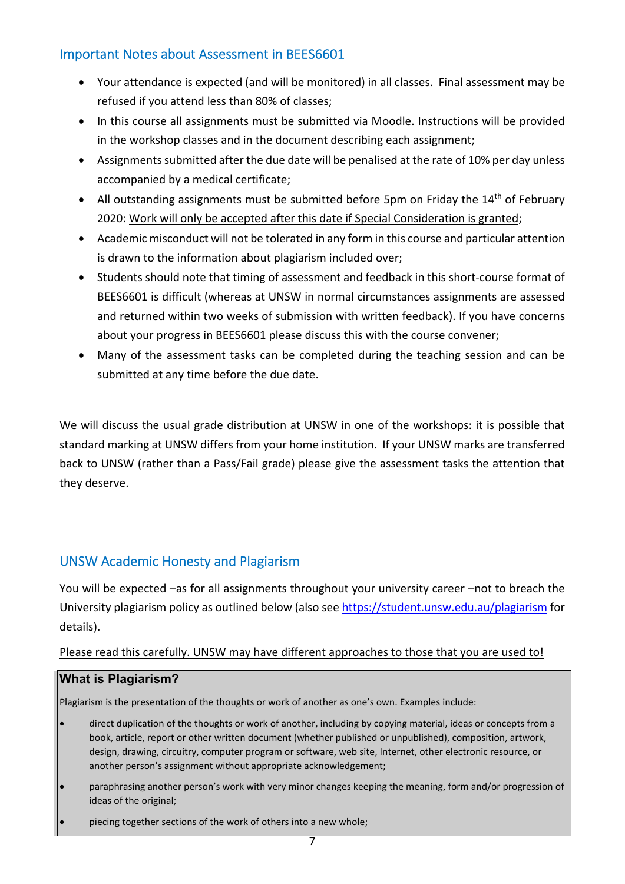## Important Notes about Assessment in BEES6601

- Your attendance is expected (and will be monitored) in all classes. Final assessment may be refused if you attend less than 80% of classes;
- In this course <u>all</u> assignments must be submitted via Moodle. Instructions will be provided in the workshop classes and in the document describing each assignment;
- Assignments submitted after the due date will be penalised at the rate of 10% per day unless accompanied by a medical certificate;
- All outstanding assignments must be submitted before 5pm on Friday the 14th of February 2020: <u>Work will only be accepted after this date if Special Consideration is granted</u>;
- Academic misconduct will not be tolerated in any form in this course and particular attention is drawn to the information about plagiarism included over;
- Students should note that timing of assessment and feedback in this short-course format of BEES6601 is difficult (whereas at UNSW in normal circumstances assignments are assessed and returned within two weeks of submission with written feedback). If you have concerns about your progress in BEES6601 please discuss this with the course convener;
- Many of the assessment tasks can be completed during the teaching session and can be submitted at any time before the due date.

We will discuss the usual grade distribution at UNSW in one of the workshops: it is possible that standard marking at UNSW differs from your home institution. If your UNSW marks are transferred back to UNSW (rather than a Pass/Fail grade) please give the assessment tasks the attention that they deserve.

## UNSW Academic Honesty and Plagiarism

You will be expected –as for all assignments throughout your university career –not to breach the University plagiarism policy as outlined below (also see https://student.unsw.edu.au/plagiarism for details).

<u>Please read this carefully. UNSW may have different approaches to those that you are used to!</u>

### What is Plagiarism?

Plagiarism is the presentation of the thoughts or work of another as one's own. Examples include:

- direct duplication of the thoughts or work of another, including by copying material, ideas or concepts from a book, article, report or other written document (whether published or unpublished), composition, artwork, design, drawing, circuitry, computer program or software, web site, Internet, other electronic resource, or another person's assignment without appropriate acknowledgement;
- paraphrasing another person's work with very minor changes keeping the meaning, form and/or progression of ideas of the original;
- piecing together sections of the work of others into a new whole;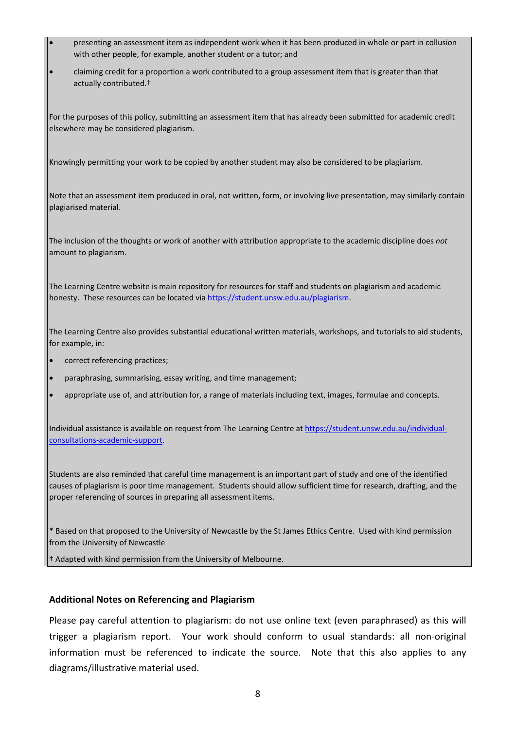- presenting an assessment item as independent work when it has been produced in whole or part in collusion with other people, for example, another student or a tutor; and
- claiming credit for a proportion a work contributed to a group assessment item that is greater than that actually contributed.†

For the purposes of this policy, submitting an assessment item that has already been submitted for academic credit elsewhere may be considered plagiarism.

Knowingly permitting your work to be copied by another student may also be considered to be plagiarism.

Note that an assessment item produced in oral, not written, form, or involving live presentation, may similarly contain plagiarised material.

The inclusion of the thoughts or work of another with attribution appropriate to the academic discipline does *not* amount to plagiarism.

The Learning Centre website is main repository for resources for staff and students on plagiarism and academic honesty. These resources can be located via [https://student.unsw.edu.au/plagiarism](https://student.unsw.edu.au/plagiarism).

The Learning Centre also provides substantial educational written materials, workshops, and tutorials to aid students, for example, in:

- correct referencing practices;
- paraphrasing, summarising, essay writing, and time management;
- appropriate use of, and attribution for, a range of materials including text, images, formulae and concepts.

Individual assistance is available on request from The Learning Centre at [https://student.unsw.edu.au/individual-consultations-academic-support](https://student.unsw.edu.au/individual-consultations-academic-support).

Students are also reminded that careful time management is an important part of study and one of the identified causes of plagiarism is poor time management. Students should allow sufficient time for research, drafting, and the proper referencing of sources in preparing all assessment items.

* Based on that proposed to the University of Newcastle by the St James Ethics Centre. Used with kind permission from the University of Newcastle

† Adapted with kind permission from the University of Melbourne.

**Additional Notes on Referencing and Plagiarism**

Please pay careful attention to plagiarism: do not use online text (even paraphrased) as this will trigger a plagiarism report. Your work should conform to usual standards: all non-original information must be referenced to indicate the source. Note that this also applies to any diagrams/illustrative material used.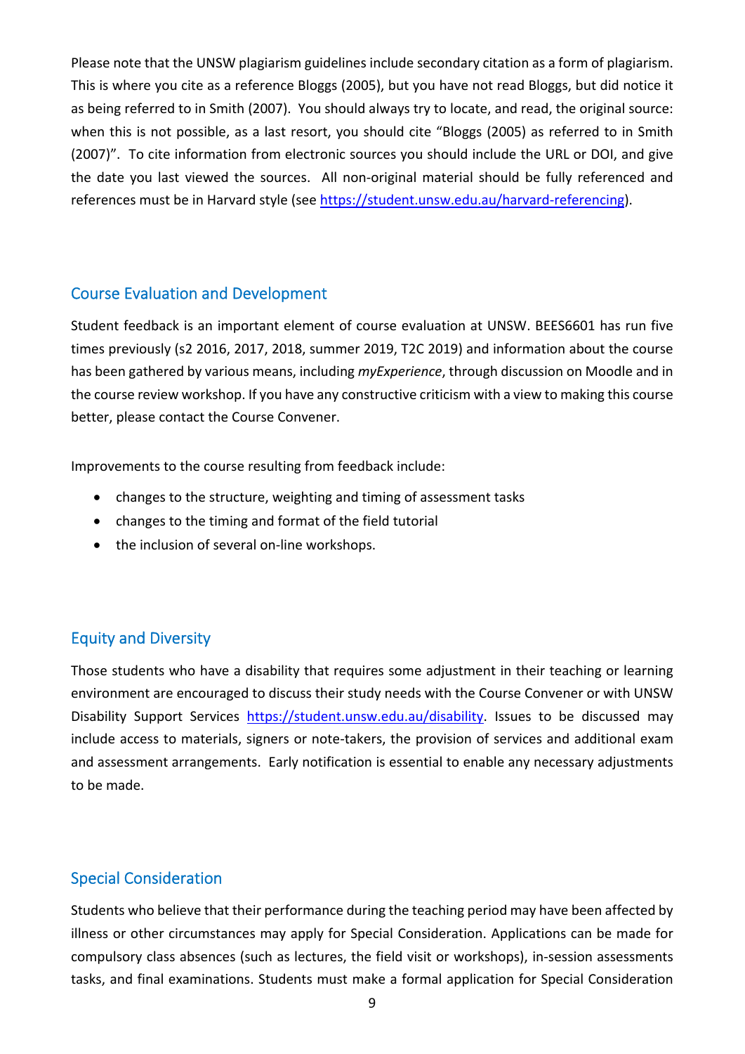Please note that the UNSW plagiarism guidelines include secondary citation as a form of plagiarism. This is where you cite as a reference Bloggs (2005), but you have not read Bloggs, but did notice it as being referred to in Smith (2007). You should always try to locate, and read, the original source: when this is not possible, as a last resort, you should cite "Bloggs (2005) as referred to in Smith (2007)". To cite information from electronic sources you should include the URL or DOI, and give the date you last viewed the sources. All non-original material should be fully referenced and references must be in Harvard style (see https://student.unsw.edu.au/harvard-referencing).

## Course Evaluation and Development

Student feedback is an important element of course evaluation at UNSW. BEES6601 has run five times previously (s2 2016, 2017, 2018, summer 2019, T2C 2019) and information about the course has been gathered by various means, including *myExperience*, through discussion on Moodle and in the course review workshop. If you have any constructive criticism with a view to making this course better, please contact the Course Convener.

Improvements to the course resulting from feedback include:

- changes to the structure, weighting and timing of assessment tasks
- changes to the timing and format of the field tutorial
- the inclusion of several on-line workshops.

## Equity and Diversity

Those students who have a disability that requires some adjustment in their teaching or learning environment are encouraged to discuss their study needs with the Course Convener or with UNSW Disability Support Services https://student.unsw.edu.au/disability. Issues to be discussed may include access to materials, signers or note-takers, the provision of services and additional exam and assessment arrangements. Early notification is essential to enable any necessary adjustments to be made.

## Special Consideration

Students who believe that their performance during the teaching period may have been affected by illness or other circumstances may apply for Special Consideration. Applications can be made for compulsory class absences (such as lectures, the field visit or workshops), in-session assessments tasks, and final examinations. Students must make a formal application for Special Consideration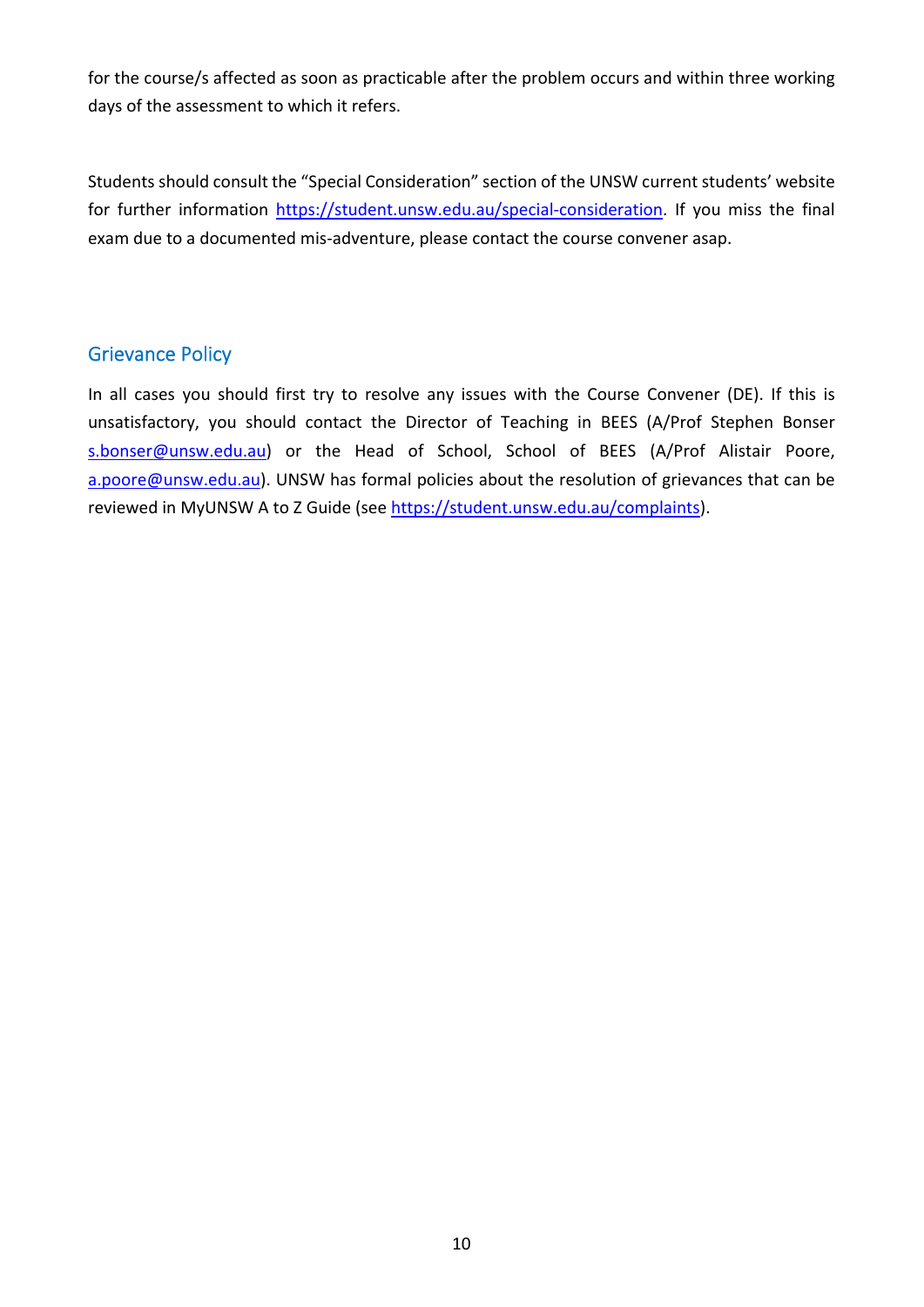for the course/s affected as soon as practicable after the problem occurs and within three working days of the assessment to which it refers.

Students should consult the "Special Consideration" section of the UNSW current students' website for further information https://student.unsw.edu.au/special-consideration. If you miss the final exam due to a documented mis-adventure, please contact the course convener asap.

## Grievance Policy

In all cases you should first try to resolve any issues with the Course Convener (DE). If this is unsatisfactory, you should contact the Director of Teaching in BEES (A/Prof Stephen Bonser s.bonser@unsw.edu.au) or the Head of School, School of BEES (A/Prof Alistair Poore, a.poore@unsw.edu.au). UNSW has formal policies about the resolution of grievances that can be reviewed in MyUNSW A to Z Guide (see https://student.unsw.edu.au/complaints).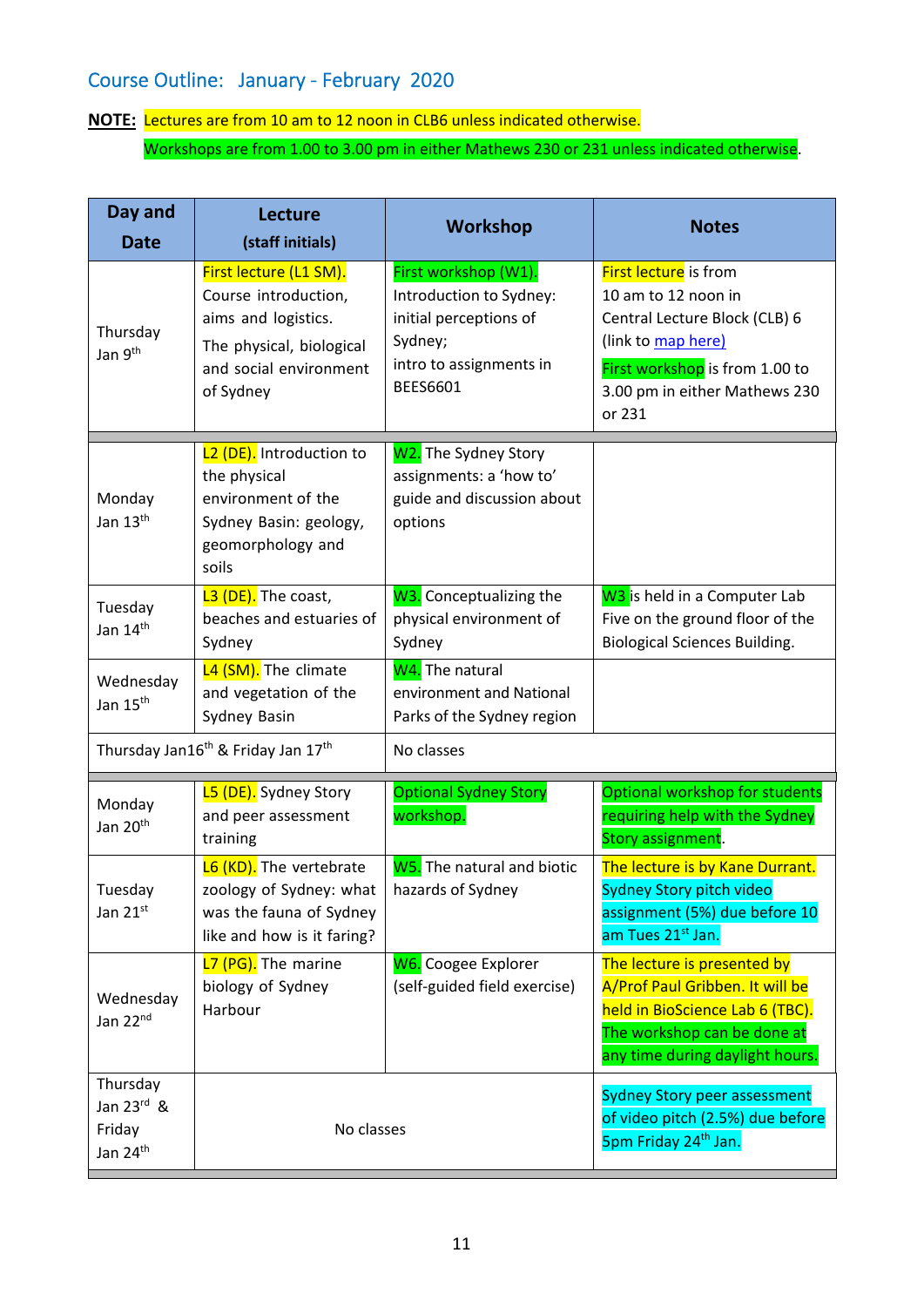## Course Outline: January - February 2020

**NOTE:** Lectures are from 10 am to 12 noon in CLB6 unless indicated otherwise.

Workshops are from 1.00 to 3.00 pm in either Mathews 230 or 231 unless indicated otherwise.

| Day and Date | Lecture (staff initials) | Workshop | Notes |
|---|---|---|---|
| Thursday Jan 9th | First lecture (L1 SM). Course introduction, aims and logistics. The physical, biological and social environment of Sydney | First workshop (W1). Introduction to Sydney: initial perceptions of Sydney; intro to assignments in BEES6601 | First lecture is from 10 am to 12 noon in Central Lecture Block (CLB) 6 (link to map here) First workshop is from 1.00 to 3.00 pm in either Mathews 230 or 231 |
| Monday Jan 13th | L2 (DE). Introduction to the physical environment of the Sydney Basin: geology, geomorphology and soils | W2. The Sydney Story assignments: a 'how to' guide and discussion about options | |
| Tuesday Jan 14th | L3 (DE). The coast, beaches and estuaries of Sydney | W3. Conceptualizing the physical environment of Sydney | W3 is held in a Computer Lab Five on the ground floor of the Biological Sciences Building. |
| Wednesday Jan 15th | L4 (SM). The climate and vegetation of the Sydney Basin | W4. The natural environment and National Parks of the Sydney region | |
| Thursday Jan16th & Friday Jan 17th | | No classes | |
| Monday Jan 20th | L5 (DE). Sydney Story and peer assessment training | Optional Sydney Story workshop. | Optional workshop for students requiring help with the Sydney Story assignment. |
| Tuesday Jan 21st | L6 (KD). The vertebrate zoology of Sydney: what was the fauna of Sydney like and how is it faring? | W5. The natural and biotic hazards of Sydney | The lecture is by Kane Durrant. Sydney Story pitch video assignment (5%) due before 10 am Tues 21st Jan. |
| Wednesday Jan 22nd | L7 (PG). The marine biology of Sydney Harbour | W6. Coogee Explorer (self-guided field exercise) | The lecture is presented by A/Prof Paul Gribben. It will be held in BioScience Lab 6 (TBC). The workshop can be done at any time during daylight hours. |
| Thursday Jan 23rd & Friday Jan 24th | No classes | | Sydney Story peer assessment of video pitch (2.5%) due before 5pm Friday 24th Jan. |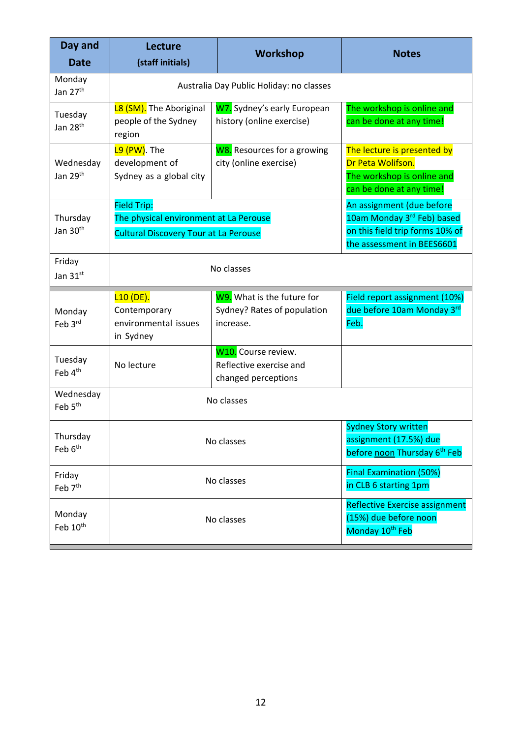| Day and Date | Lecture (staff initials) | Workshop | Notes |
|---|---|---|---|
| Monday Jan 27th | Australia Day Public Holiday: no classes | | |
| Tuesday Jan 28th | L8 (SM). The Aboriginal people of the Sydney region | W7. Sydney's early European history (online exercise) | The workshop is online and can be done at any time! |
| Wednesday Jan 29th | L9 (PW). The development of Sydney as a global city | W8. Resources for a growing city (online exercise) | The lecture is presented by Dr Peta Wolifson. The workshop is online and can be done at any time! |
| Thursday Jan 30th | Field Trip: The physical environment at La Perouse Cultural Discovery Tour at La Perouse | | An assignment (due before 10am Monday 3rd Feb) based on this field trip forms 10% of the assessment in BEES6601 |
| Friday Jan 31st | No classes | | |
| Monday Feb 3rd | L10 (DE). Contemporary environmental issues in Sydney | W9. What is the future for Sydney? Rates of population increase. | Field report assignment (10%) due before 10am Monday 3rd Feb. |
| Tuesday Feb 4th | No lecture | W10. Course review. Reflective exercise and changed perceptions | |
| Wednesday Feb 5th | No classes | | |
| Thursday Feb 6th | No classes | | Sydney Story written assignment (17.5%) due before noon Thursday 6th Feb |
| Friday Feb 7th | No classes | | Final Examination (50%) in CLB 6 starting 1pm |
| Monday Feb 10th | No classes | | Reflective Exercise assignment (15%) due before noon Monday 10th Feb |